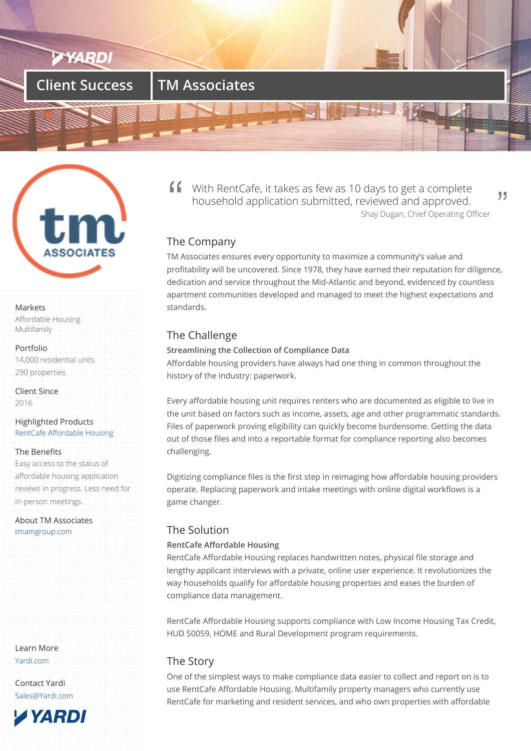# Client Success | TM Associates

> With RentCafe, it takes as few as 10 days to get a complete household application submitted, reviewed and approved.
>
> Shay Dugan, Chief Operating Officer

## The Company

TM Associates ensures every opportunity to maximize a community's value and profitability will be uncovered. Since 1978, they have earned their reputation for diligence, dedication and service throughout the Mid-Atlantic and beyond, evidenced by countless apartment communities developed and managed to meet the highest expectations and standards.

## The Challenge

**Streamlining the Collection of Compliance Data**

Affordable housing providers have always had one thing in common throughout the history of the industry: paperwork.

Every affordable housing unit requires renters who are documented as eligible to live in the unit based on factors such as income, assets, age and other programmatic standards. Files of paperwork proving eligibility can quickly become burdensome. Getting the data out of those files and into a reportable format for compliance reporting also becomes challenging.

Digitizing compliance files is the first step in reimaging how affordable housing providers operate. Replacing paperwork and intake meetings with online digital workflows is a game changer.

## The Solution

**RentCafe Affordable Housing**

RentCafe Affordable Housing replaces handwritten notes, physical file storage and lengthy applicant interviews with a private, online user experience. It revolutionizes the way households qualify for affordable housing properties and eases the burden of compliance data management.

RentCafe Affordable Housing supports compliance with Low Income Housing Tax Credit, HUD 50059, HOME and Rural Development program requirements.

## The Story

One of the simplest ways to make compliance data easier to collect and report on is to use RentCafe Affordable Housing. Multifamily property managers who currently use RentCafe for marketing and resident services, and who own properties with affordable

---

**Markets**
Affordable Housing
Multifamily

**Portfolio**
14,000 residential units
290 properties

**Client Since**
2016

**Highlighted Products**
RentCafe Affordable Housing

**The Benefits**
Easy access to the status of affordable housing application reviews in progress. Less need for in-person meetings.

**About TM Associates**
tmamgroup.com

**Learn More**
Yardi.com

**Contact Yardi**
Sales@Yardi.com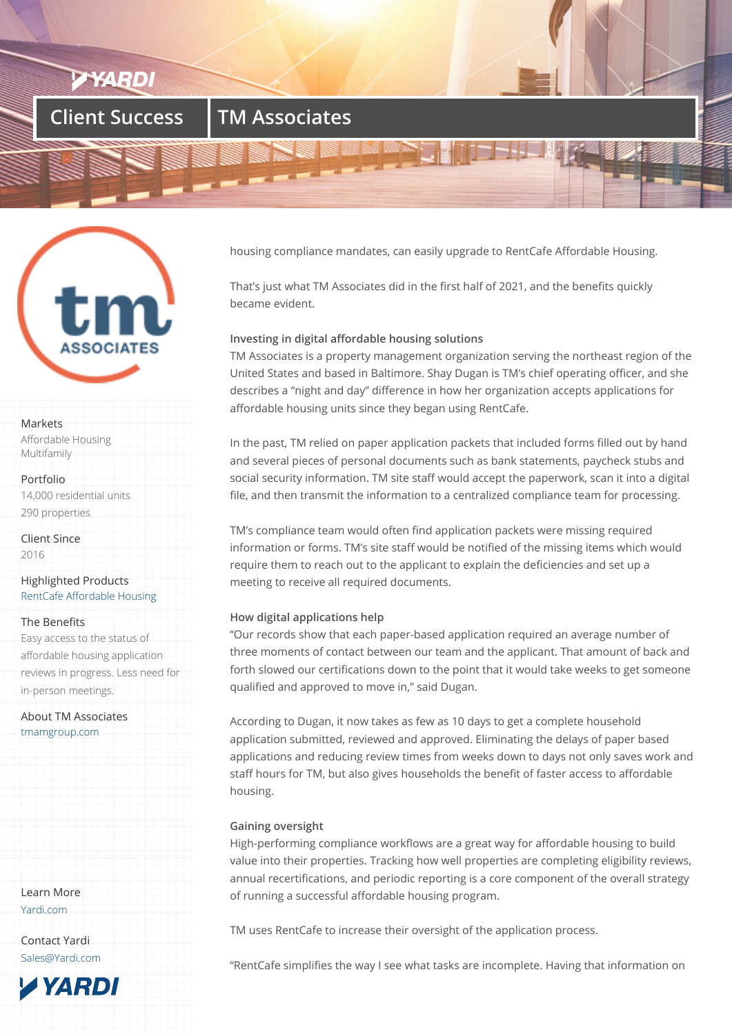# Client Success | TM Associates

Markets
Affordable Housing
Multifamily

Portfolio
14,000 residential units
290 properties

Client Since
2016

Highlighted Products
RentCafe Affordable Housing

The Benefits
Easy access to the status of affordable housing application reviews in progress. Less need for in-person meetings.

About TM Associates
tmamgroup.com

Learn More
Yardi.com

Contact Yardi
Sales@Yardi.com

housing compliance mandates, can easily upgrade to RentCafe Affordable Housing.

That's just what TM Associates did in the first half of 2021, and the benefits quickly became evident.

### Investing in digital affordable housing solutions

TM Associates is a property management organization serving the northeast region of the United States and based in Baltimore. Shay Dugan is TM's chief operating officer, and she describes a "night and day" difference in how her organization accepts applications for affordable housing units since they began using RentCafe.

In the past, TM relied on paper application packets that included forms filled out by hand and several pieces of personal documents such as bank statements, paycheck stubs and social security information. TM site staff would accept the paperwork, scan it into a digital file, and then transmit the information to a centralized compliance team for processing.

TM's compliance team would often find application packets were missing required information or forms. TM's site staff would be notified of the missing items which would require them to reach out to the applicant to explain the deficiencies and set up a meeting to receive all required documents.

### How digital applications help

"Our records show that each paper-based application required an average number of three moments of contact between our team and the applicant. That amount of back and forth slowed our certifications down to the point that it would take weeks to get someone qualified and approved to move in," said Dugan.

According to Dugan, it now takes as few as 10 days to get a complete household application submitted, reviewed and approved. Eliminating the delays of paper based applications and reducing review times from weeks down to days not only saves work and staff hours for TM, but also gives households the benefit of faster access to affordable housing.

### Gaining oversight

High-performing compliance workflows are a great way for affordable housing to build value into their properties. Tracking how well properties are completing eligibility reviews, annual recertifications, and periodic reporting is a core component of the overall strategy of running a successful affordable housing program.

TM uses RentCafe to increase their oversight of the application process.

"RentCafe simplifies the way I see what tasks are incomplete. Having that information on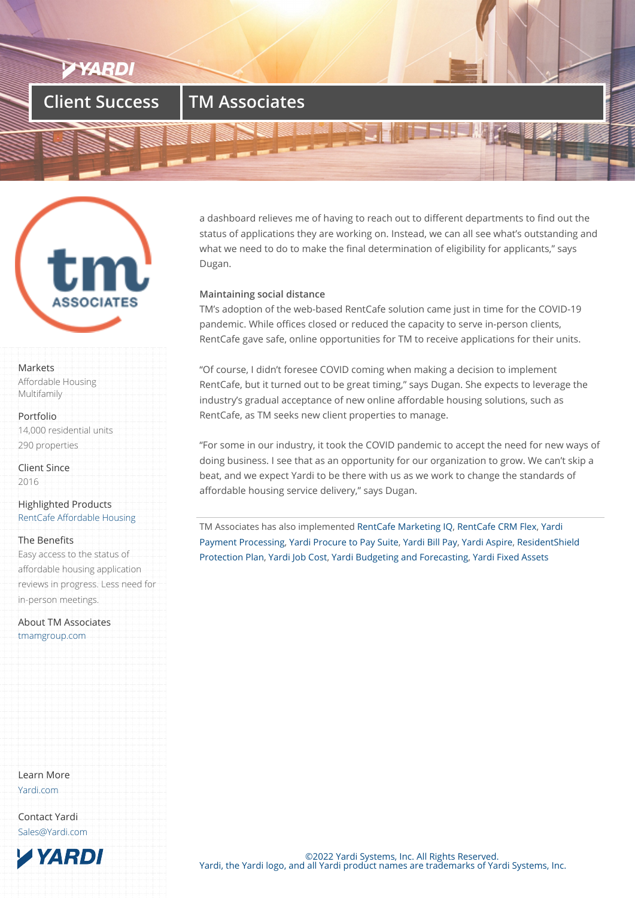# Client Success | TM Associates

Markets
Affordable Housing
Multifamily

Portfolio
14,000 residential units
290 properties

Client Since
2016

Highlighted Products
RentCafe Affordable Housing

The Benefits
Easy access to the status of affordable housing application reviews in progress. Less need for in-person meetings.

About TM Associates
tmamgroup.com

Learn More
Yardi.com

Contact Yardi
Sales@Yardi.com

a dashboard relieves me of having to reach out to different departments to find out the status of applications they are working on. Instead, we can all see what's outstanding and what we need to do to make the final determination of eligibility for applicants," says Dugan.

**Maintaining social distance**

TM's adoption of the web-based RentCafe solution came just in time for the COVID-19 pandemic. While offices closed or reduced the capacity to serve in-person clients, RentCafe gave safe, online opportunities for TM to receive applications for their units.

"Of course, I didn't foresee COVID coming when making a decision to implement RentCafe, but it turned out to be great timing," says Dugan. She expects to leverage the industry's gradual acceptance of new online affordable housing solutions, such as RentCafe, as TM seeks new client properties to manage.

"For some in our industry, it took the COVID pandemic to accept the need for new ways of doing business. I see that as an opportunity for our organization to grow. We can't skip a beat, and we expect Yardi to be there with us as we work to change the standards of affordable housing service delivery," says Dugan.

---

TM Associates has also implemented RentCafe Marketing IQ, RentCafe CRM Flex, Yardi Payment Processing, Yardi Procure to Pay Suite, Yardi Bill Pay, Yardi Aspire, ResidentShield Protection Plan, Yardi Job Cost, Yardi Budgeting and Forecasting, Yardi Fixed Assets

©2022 Yardi Systems, Inc. All Rights Reserved.
Yardi, the Yardi logo, and all Yardi product names are trademarks of Yardi Systems, Inc.